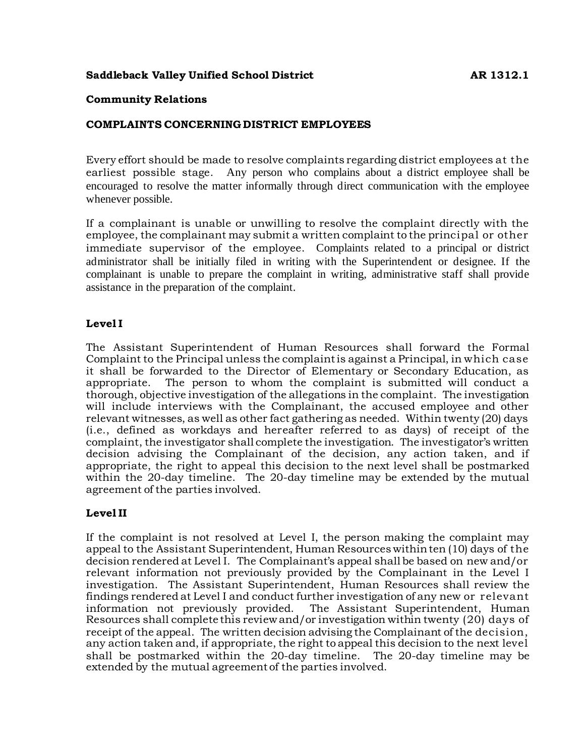**Saddleback Valley Unified School District** **AR 1312.1**

**Community Relations**

**COMPLAINTS CONCERNING DISTRICT EMPLOYEES**

Every effort should be made to resolve complaints regarding district employees at the earliest possible stage. Any person who complains about a district employee shall be encouraged to resolve the matter informally through direct communication with the employee whenever possible.

If a complainant is unable or unwilling to resolve the complaint directly with the employee, the complainant may submit a written complaint to the principal or other immediate supervisor of the employee. Complaints related to a principal or district administrator shall be initially filed in writing with the Superintendent or designee. If the complainant is unable to prepare the complaint in writing, administrative staff shall provide assistance in the preparation of the complaint.

### Level I

The Assistant Superintendent of Human Resources shall forward the Formal Complaint to the Principal unless the complaint is against a Principal, in which case it shall be forwarded to the Director of Elementary or Secondary Education, as appropriate. The person to whom the complaint is submitted will conduct a thorough, objective investigation of the allegations in the complaint. The investigation will include interviews with the Complainant, the accused employee and other relevant witnesses, as well as other fact gathering as needed. Within twenty (20) days (i.e., defined as workdays and hereafter referred to as days) of receipt of the complaint, the investigator shall complete the investigation. The investigator's written decision advising the Complainant of the decision, any action taken, and if appropriate, the right to appeal this decision to the next level shall be postmarked within the 20-day timeline. The 20-day timeline may be extended by the mutual agreement of the parties involved.

### Level II

If the complaint is not resolved at Level I, the person making the complaint may appeal to the Assistant Superintendent, Human Resources within ten (10) days of the decision rendered at Level I. The Complainant's appeal shall be based on new and/or relevant information not previously provided by the Complainant in the Level I investigation. The Assistant Superintendent, Human Resources shall review the findings rendered at Level I and conduct further investigation of any new or relevant information not previously provided. The Assistant Superintendent, Human Resources shall complete this review and/or investigation within twenty (20) days of receipt of the appeal. The written decision advising the Complainant of the decision, any action taken and, if appropriate, the right to appeal this decision to the next level shall be postmarked within the 20-day timeline. The 20-day timeline may be extended by the mutual agreement of the parties involved.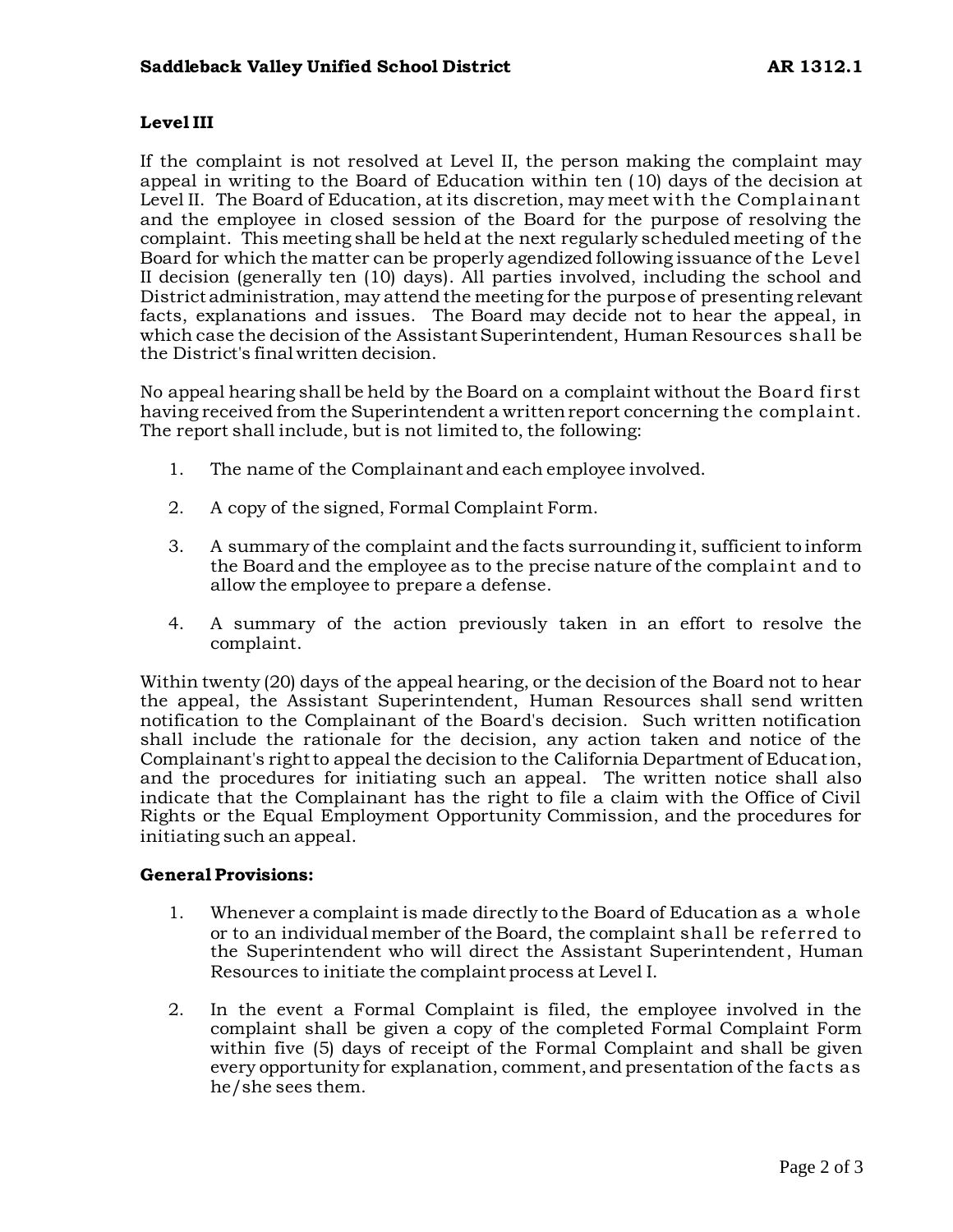## Level III

If the complaint is not resolved at Level II, the person making the complaint may appeal in writing to the Board of Education within ten (10) days of the decision at Level II. The Board of Education, at its discretion, may meet with the Complainant and the employee in closed session of the Board for the purpose of resolving the complaint. This meeting shall be held at the next regularly scheduled meeting of the Board for which the matter can be properly agendized following issuance of the Level II decision (generally ten (10) days). All parties involved, including the school and District administration, may attend the meeting for the purpose of presenting relevant facts, explanations and issues. The Board may decide not to hear the appeal, in which case the decision of the Assistant Superintendent, Human Resources shall be the District's final written decision.

No appeal hearing shall be held by the Board on a complaint without the Board first having received from the Superintendent a written report concerning the complaint. The report shall include, but is not limited to, the following:

1. The name of the Complainant and each employee involved.

2. A copy of the signed, Formal Complaint Form.

3. A summary of the complaint and the facts surrounding it, sufficient to inform the Board and the employee as to the precise nature of the complaint and to allow the employee to prepare a defense.

4. A summary of the action previously taken in an effort to resolve the complaint.

Within twenty (20) days of the appeal hearing, or the decision of the Board not to hear the appeal, the Assistant Superintendent, Human Resources shall send written notification to the Complainant of the Board's decision. Such written notification shall include the rationale for the decision, any action taken and notice of the Complainant's right to appeal the decision to the California Department of Education, and the procedures for initiating such an appeal. The written notice shall also indicate that the Complainant has the right to file a claim with the Office of Civil Rights or the Equal Employment Opportunity Commission, and the procedures for initiating such an appeal.

## General Provisions:

1. Whenever a complaint is made directly to the Board of Education as a whole or to an individual member of the Board, the complaint shall be referred to the Superintendent who will direct the Assistant Superintendent, Human Resources to initiate the complaint process at Level I.

2. In the event a Formal Complaint is filed, the employee involved in the complaint shall be given a copy of the completed Formal Complaint Form within five (5) days of receipt of the Formal Complaint and shall be given every opportunity for explanation, comment, and presentation of the facts as he/she sees them.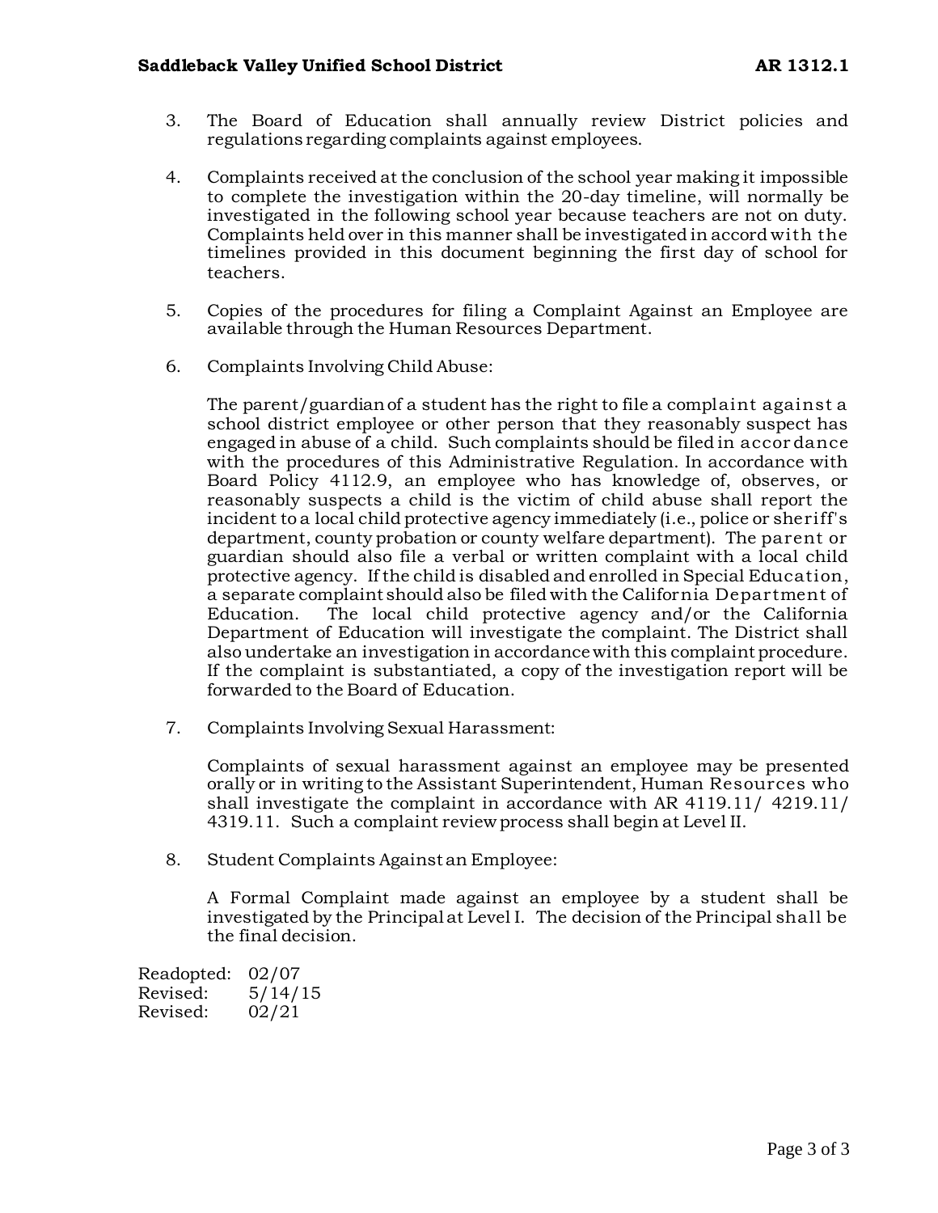3. The Board of Education shall annually review District policies and regulations regarding complaints against employees.

4. Complaints received at the conclusion of the school year making it impossible to complete the investigation within the 20-day timeline, will normally be investigated in the following school year because teachers are not on duty. Complaints held over in this manner shall be investigated in accord with the timelines provided in this document beginning the first day of school for teachers.

5. Copies of the procedures for filing a Complaint Against an Employee are available through the Human Resources Department.

6. Complaints Involving Child Abuse:

   The parent/guardian of a student has the right to file a complaint against a school district employee or other person that they reasonably suspect has engaged in abuse of a child. Such complaints should be filed in accordance with the procedures of this Administrative Regulation. In accordance with Board Policy 4112.9, an employee who has knowledge of, observes, or reasonably suspects a child is the victim of child abuse shall report the incident to a local child protective agency immediately (i.e., police or sheriff's department, county probation or county welfare department). The parent or guardian should also file a verbal or written complaint with a local child protective agency. If the child is disabled and enrolled in Special Education, a separate complaint should also be filed with the California Department of Education. The local child protective agency and/or the California Department of Education will investigate the complaint. The District shall also undertake an investigation in accordance with this complaint procedure. If the complaint is substantiated, a copy of the investigation report will be forwarded to the Board of Education.

7. Complaints Involving Sexual Harassment:

   Complaints of sexual harassment against an employee may be presented orally or in writing to the Assistant Superintendent, Human Resources who shall investigate the complaint in accordance with AR 4119.11/ 4219.11/ 4319.11. Such a complaint review process shall begin at Level II.

8. Student Complaints Against an Employee:

   A Formal Complaint made against an employee by a student shall be investigated by the Principal at Level I. The decision of the Principal shall be the final decision.

Readopted: 02/07
Revised: 5/14/15
Revised: 02/21